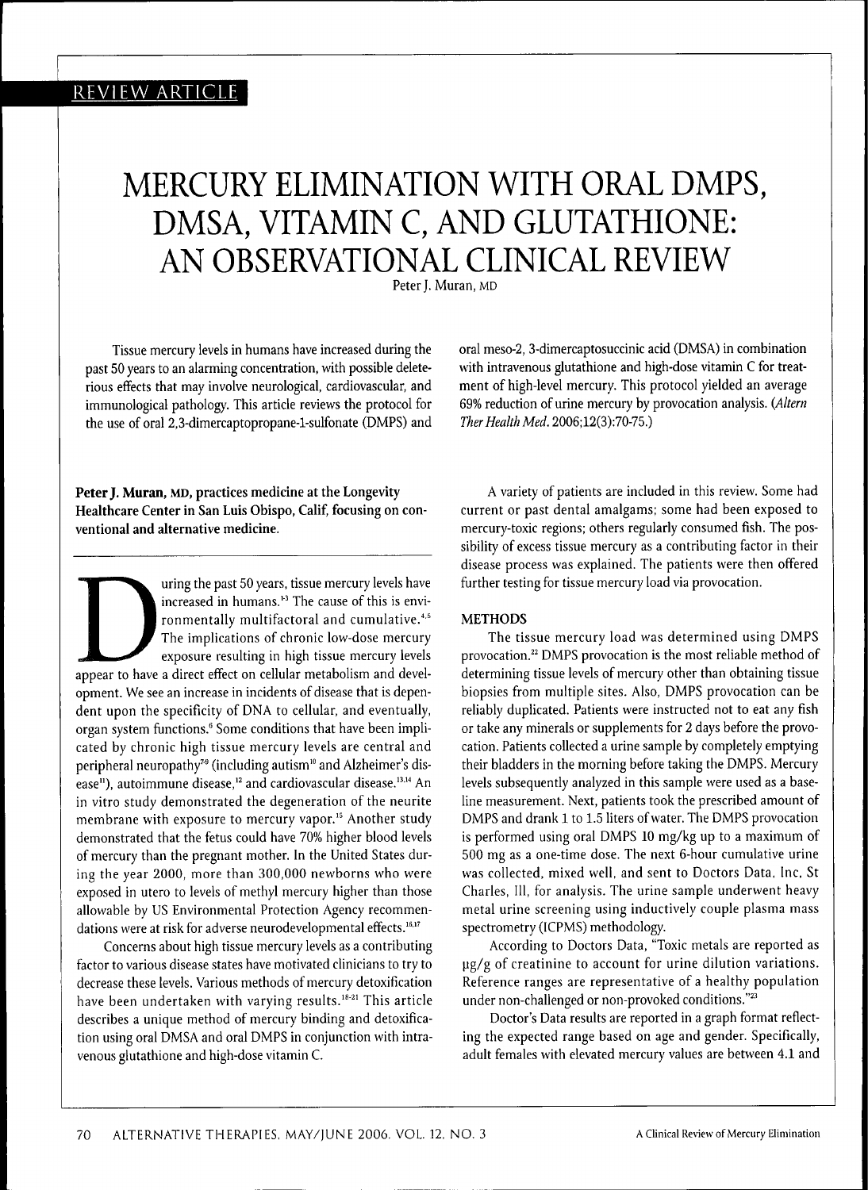REVIEW ARTICLE

# MERCURY ELIMINATION WITH ORAL DMPS, DMSA, VITAMIN C, AND GLUTATHIONE: AN OBSERVATIONAL CLINICAL REVIEW

Peter J. Muran, MD

Tissue mercury levels in humans have increased during the past 50 years to an alarming concentration, with possible deleterious effects that may involve neurological, cardiovascular, and immunological pathology. This article reviews the protocol for the use of oral 2,3-dimercaptopropane-1-sulfonate (DMPS) and oral meso-2, 3-dimercaptosuccinic acid (DMSA) in combination with intravenous glutathione and high-dose vitamin C for treatment of high-level mercury. This protocol yielded an average 69% reduction of urine mercury by provocation analysis. (*Altern Ther Health Med*. 2006;12(3):70-75.)

**Peter J. Muran, MD,** practices medicine at the Longevity Healthcare Center in San Luis Obispo, Calif, focusing on conventional and alternative medicine.

During the past 50 years, tissue mercury levels have increased in humans.[1-3] The cause of this is environmentally multifactoral and cumulative.[4,5] The implications of chronic low-dose mercury exposure resulting in high tissue mercury levels appear to have a direct effect on cellular metabolism and development. We see an increase in incidents of disease that is dependent upon the specificity of DNA to cellular, and eventually, organ system functions.[6] Some conditions that have been implicated by chronic high tissue mercury levels are central and peripheral neuropathy[7-9] (including autism[10] and Alzheimer's disease[11]), autoimmune disease,[12] and cardiovascular disease.[13,14] An in vitro study demonstrated the degeneration of the neurite membrane with exposure to mercury vapor.[15] Another study demonstrated that the fetus could have 70% higher blood levels of mercury than the pregnant mother. In the United States during the year 2000, more than 300,000 newborns who were exposed in utero to levels of methyl mercury higher than those allowable by US Environmental Protection Agency recommendations were at risk for adverse neurodevelopmental effects.[16,17]

Concerns about high tissue mercury levels as a contributing factor to various disease states have motivated clinicians to try to decrease these levels. Various methods of mercury detoxification have been undertaken with varying results.[18-21] This article describes a unique method of mercury binding and detoxification using oral DMSA and oral DMPS in conjunction with intravenous glutathione and high-dose vitamin C.

A variety of patients are included in this review. Some had current or past dental amalgams; some had been exposed to mercury-toxic regions; others regularly consumed fish. The possibility of excess tissue mercury as a contributing factor in their disease process was explained. The patients were then offered further testing for tissue mercury load via provocation.

## METHODS

The tissue mercury load was determined using DMPS provocation.[22] DMPS provocation is the most reliable method of determining tissue levels of mercury other than obtaining tissue biopsies from multiple sites. Also, DMPS provocation can be reliably duplicated. Patients were instructed not to eat any fish or take any minerals or supplements for 2 days before the provocation. Patients collected a urine sample by completely emptying their bladders in the morning before taking the DMPS. Mercury levels subsequently analyzed in this sample were used as a baseline measurement. Next, patients took the prescribed amount of DMPS and drank 1 to 1.5 liters of water. The DMPS provocation is performed using oral DMPS 10 mg/kg up to a maximum of 500 mg as a one-time dose. The next 6-hour cumulative urine was collected, mixed well, and sent to Doctors Data, Inc, St Charles, Ill, for analysis. The urine sample underwent heavy metal urine screening using inductively couple plasma mass spectrometry (ICPMS) methodology.

According to Doctors Data, "Toxic metals are reported as µg/g of creatinine to account for urine dilution variations. Reference ranges are representative of a healthy population under non-challenged or non-provoked conditions."[23]

Doctor's Data results are reported in a graph format reflecting the expected range based on age and gender. Specifically, adult females with elevated mercury values are between 4.1 and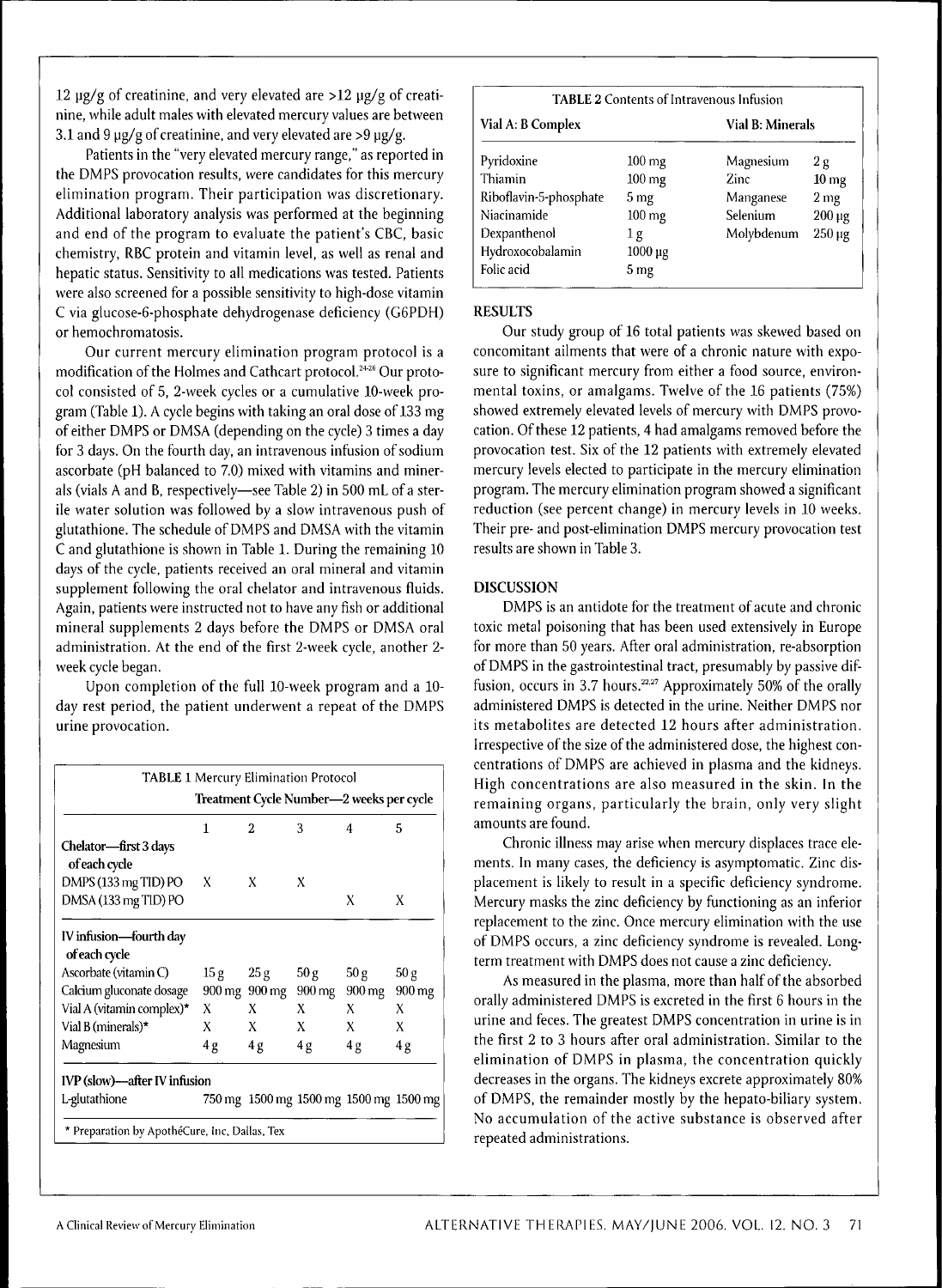12 μg/g of creatinine, and very elevated are >12 μg/g of creatinine, while adult males with elevated mercury values are between 3.1 and 9 μg/g of creatinine, and very elevated are >9 μg/g.

Patients in the "very elevated mercury range," as reported in the DMPS provocation results, were candidates for this mercury elimination program. Their participation was discretionary. Additional laboratory analysis was performed at the beginning and end of the program to evaluate the patient's CBC, basic chemistry, RBC protein and vitamin level, as well as renal and hepatic status. Sensitivity to all medications was tested. Patients were also screened for a possible sensitivity to high-dose vitamin C via glucose-6-phosphate dehydrogenase deficiency (G6PDH) or hemochromatosis.

Our current mercury elimination program protocol is a modification of the Holmes and Cathcart protocol.[24-26] Our protocol consisted of 5, 2-week cycles or a cumulative 10-week program (Table 1). A cycle begins with taking an oral dose of 133 mg of either DMPS or DMSA (depending on the cycle) 3 times a day for 3 days. On the fourth day, an intravenous infusion of sodium ascorbate (pH balanced to 7.0) mixed with vitamins and minerals (vials A and B, respectively—see Table 2) in 500 mL of a sterile water solution was followed by a slow intravenous push of glutathione. The schedule of DMPS and DMSA with the vitamin C and glutathione is shown in Table 1. During the remaining 10 days of the cycle, patients received an oral mineral and vitamin supplement following the oral chelator and intravenous fluids. Again, patients were instructed not to have any fish or additional mineral supplements 2 days before the DMPS or DMSA oral administration. At the end of the first 2-week cycle, another 2-week cycle began.

Upon completion of the full 10-week program and a 10-day rest period, the patient underwent a repeat of the DMPS urine provocation.

**TABLE 1** Mercury Elimination Protocol

| | Treatment Cycle Number—2 weeks per cycle | | | | |
|---|---|---|---|---|---|
| | 1 | 2 | 3 | 4 | 5 |
| **Chelator—first 3 days of each cycle** | | | | | |
| DMPS (133 mg TID) PO | X | X | X | | |
| DMSA (133 mg TID) PO | | | | X | X |
| **IV infusion—fourth day of each cycle** | | | | | |
| Ascorbate (vitamin C) | 15 g | 25 g | 50 g | 50 g | 50 g |
| Calcium gluconate dosage | 900 mg | 900 mg | 900 mg | 900 mg | 900 mg |
| Vial A (vitamin complex)* | X | X | X | X | X |
| Vial B (minerals)* | X | X | X | X | X |
| Magnesium | 4 g | 4 g | 4 g | 4 g | 4 g |
| **IVP (slow)—after IV infusion** | | | | | |
| L-glutathione | 750 mg | 1500 mg | 1500 mg | 1500 mg | 1500 mg |

\* Preparation by ApothéCure, Inc, Dallas, Tex

**TABLE 2** Contents of Intravenous Infusion

| Vial A: B Complex | | Vial B: Minerals | |
|---|---|---|---|
| Pyridoxine | 100 mg | Magnesium | 2 g |
| Thiamin | 100 mg | Zinc | 10 mg |
| Riboflavin-5-phosphate | 5 mg | Manganese | 2 mg |
| Niacinamide | 100 mg | Selenium | 200 μg |
| Dexpanthenol | 1 g | Molybdenum | 250 μg |
| Hydroxocobalamin | 1000 μg | | |
| Folic acid | 5 mg | | |

## RESULTS

Our study group of 16 total patients was skewed based on concomitant ailments that were of a chronic nature with exposure to significant mercury from either a food source, environmental toxins, or amalgams. Twelve of the 16 patients (75%) showed extremely elevated levels of mercury with DMPS provocation. Of these 12 patients, 4 had amalgams removed before the provocation test. Six of the 12 patients with extremely elevated mercury levels elected to participate in the mercury elimination program. The mercury elimination program showed a significant reduction (see percent change) in mercury levels in 10 weeks. Their pre- and post-elimination DMPS mercury provocation test results are shown in Table 3.

## DISCUSSION

DMPS is an antidote for the treatment of acute and chronic toxic metal poisoning that has been used extensively in Europe for more than 50 years. After oral administration, re-absorption of DMPS in the gastrointestinal tract, presumably by passive diffusion, occurs in 3.7 hours.[22,27] Approximately 50% of the orally administered DMPS is detected in the urine. Neither DMPS nor its metabolites are detected 12 hours after administration. Irrespective of the size of the administered dose, the highest concentrations of DMPS are achieved in plasma and the kidneys. High concentrations are also measured in the skin. In the remaining organs, particularly the brain, only very slight amounts are found.

Chronic illness may arise when mercury displaces trace elements. In many cases, the deficiency is asymptomatic. Zinc displacement is likely to result in a specific deficiency syndrome. Mercury masks the zinc deficiency by functioning as an inferior replacement to the zinc. Once mercury elimination with the use of DMPS occurs, a zinc deficiency syndrome is revealed. Long-term treatment with DMPS does not cause a zinc deficiency.

As measured in the plasma, more than half of the absorbed orally administered DMPS is excreted in the first 6 hours in the urine and feces. The greatest DMPS concentration in urine is in the first 2 to 3 hours after oral administration. Similar to the elimination of DMPS in plasma, the concentration quickly decreases in the organs. The kidneys excrete approximately 80% of DMPS, the remainder mostly by the hepato-biliary system. No accumulation of the active substance is observed after repeated administrations.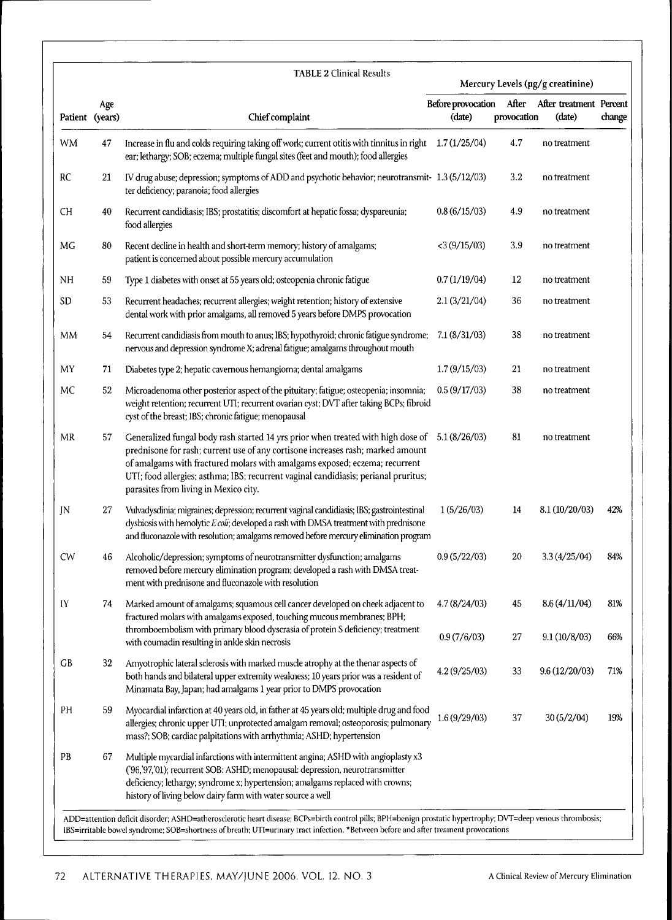**TABLE 2** Clinical Results

| Patient | Age (years) | Chief complaint | Mercury Levels (μg/g creatinine) Before provocation (date) | After provocation | After treatment (date) | Percent change |
|---|---|---|---|---|---|---|
| WM | 47 | Increase in flu and colds requiring taking off work; current otitis with tinnitus in right ear; lethargy; SOB; eczema; multiple fungal sites (feet and mouth); food allergies | 1.7 (1/25/04) | 4.7 | no treatment | |
| RC | 21 | IV drug abuse; depression; symptoms of ADD and psychotic behavior; neurotransmitter deficiency; paranoia; food allergies | 1.3 (5/12/03) | 3.2 | no treatment | |
| CH | 40 | Recurrent candidiasis; IBS; prostatitis; discomfort at hepatic fossa; dyspareunia; food allergies | 0.8 (6/15/03) | 4.9 | no treatment | |
| MG | 80 | Recent decline in health and short-term memory; history of amalgams; patient is concerned about possible mercury accumulation | <3 (9/15/03) | 3.9 | no treatment | |
| NH | 59 | Type 1 diabetes with onset at 55 years old; osteopenia chronic fatigue | 0.7 (1/19/04) | 12 | no treatment | |
| SD | 53 | Recurrent headaches; recurrent allergies; weight retention; history of extensive dental work with prior amalgams, all removed 5 years before DMPS provocation | 2.1 (3/21/04) | 36 | no treatment | |
| MM | 54 | Recurrent candidiasis from mouth to anus; IBS; hypothyroid; chronic fatigue syndrome; nervous and depression syndrome X; adrenal fatigue; amalgams throughout mouth | 7.1 (8/31/03) | 38 | no treatment | |
| MY | 71 | Diabetes type 2; hepatic cavernous hemangioma; dental amalgams | 1.7 (9/15/03) | 21 | no treatment | |
| MC | 52 | Microadenoma other posterior aspect of the pituitary; fatigue; osteopenia; insomnia; weight retention; recurrent UTI; recurrent ovarian cyst; DVT after taking BCPs; fibroid cyst of the breast; IBS; chronic fatigue; menopausal | 0.5 (9/17/03) | 38 | no treatment | |
| MR | 57 | Generalized fungal body rash started 14 yrs prior when treated with high dose of prednisone for rash; current use of any cortisone increases rash; marked amount of amalgams with fractured molars with amalgams exposed; eczema; recurrent UTI; food allergies; asthma; IBS; recurrent vaginal candidiasis; perianal pruritus; parasites from living in Mexico city. | 5.1 (8/26/03) | 81 | no treatment | |
| JN | 27 | Vulvadysdinia; migraines; depression; recurrent vaginal candidiasis; IBS; gastrointestinal dysbiosis with hemolytic *E coli*; developed a rash with DMSA treatment with prednisone and fluconazole with resolution; amalgams removed before mercury elimination program | 1 (5/26/03) | 14 | 8.1 (10/20/03) | 42% |
| CW | 46 | Alcoholic/depression; symptoms of neurotransmitter dysfunction; amalgams removed before mercury elimination program; developed a rash with DMSA treatment with prednisone and fluconazole with resolution | 0.9 (5/22/03) | 20 | 3.3 (4/25/04) | 84% |
| IY | 74 | Marked amount of amalgams; squamous cell cancer developed on cheek adjacent to fractured molars with amalgams exposed, touching mucous membranes; BPH; thromboembolism with primary blood dyscrasia of protein S deficiency; treatment with coumadin resulting in ankle skin necrosis | 4.7 (8/24/03) | 45 | 8.6 (4/11/04) | 81% |
| | | | 0.9 (7/6/03) | 27 | 9.1 (10/8/03) | 66% |
| GB | 32 | Amyotrophic lateral sclerosis with marked muscle atrophy at the thenar aspects of both hands and bilateral upper extremity weakness; 10 years prior was a resident of Minamata Bay, Japan; had amalgams 1 year prior to DMPS provocation | 4.2 (9/25/03) | 33 | 9.6 (12/20/03) | 71% |
| PH | 59 | Myocardial infarction at 40 years old, in father at 45 years old; multiple drug and food allergies; chronic upper UTI; unprotected amalgam removal; osteoporosis; pulmonary mass?; SOB; cardiac palpitations with arrhythmia; ASHD; hypertension | 1.6 (9/29/03) | 37 | 30 (5/2/04) | 19% |
| PB | 67 | Multiple mycardial infarctions with intermittent angina; ASHD with angioplasty x3 ('96,'97,'01); recurrent SOB: ASHD; menopausal: depression, neurotransmitter deficiency; lethargy; syndrome x; hypertension; amalgams replaced with crowns; history of living below dairy farm with water source a well | | | | |

ADD=attention deficit disorder; ASHD=atherosclerotic heart disease; BCPs=birth control pills; BPH=benign prostatic hypertrophy; DVT=deep venous thrombosis; IBS=irritable bowel syndrome; SOB=shortness of breath; UTI=urinary tract infection. *Between before and after treament provocations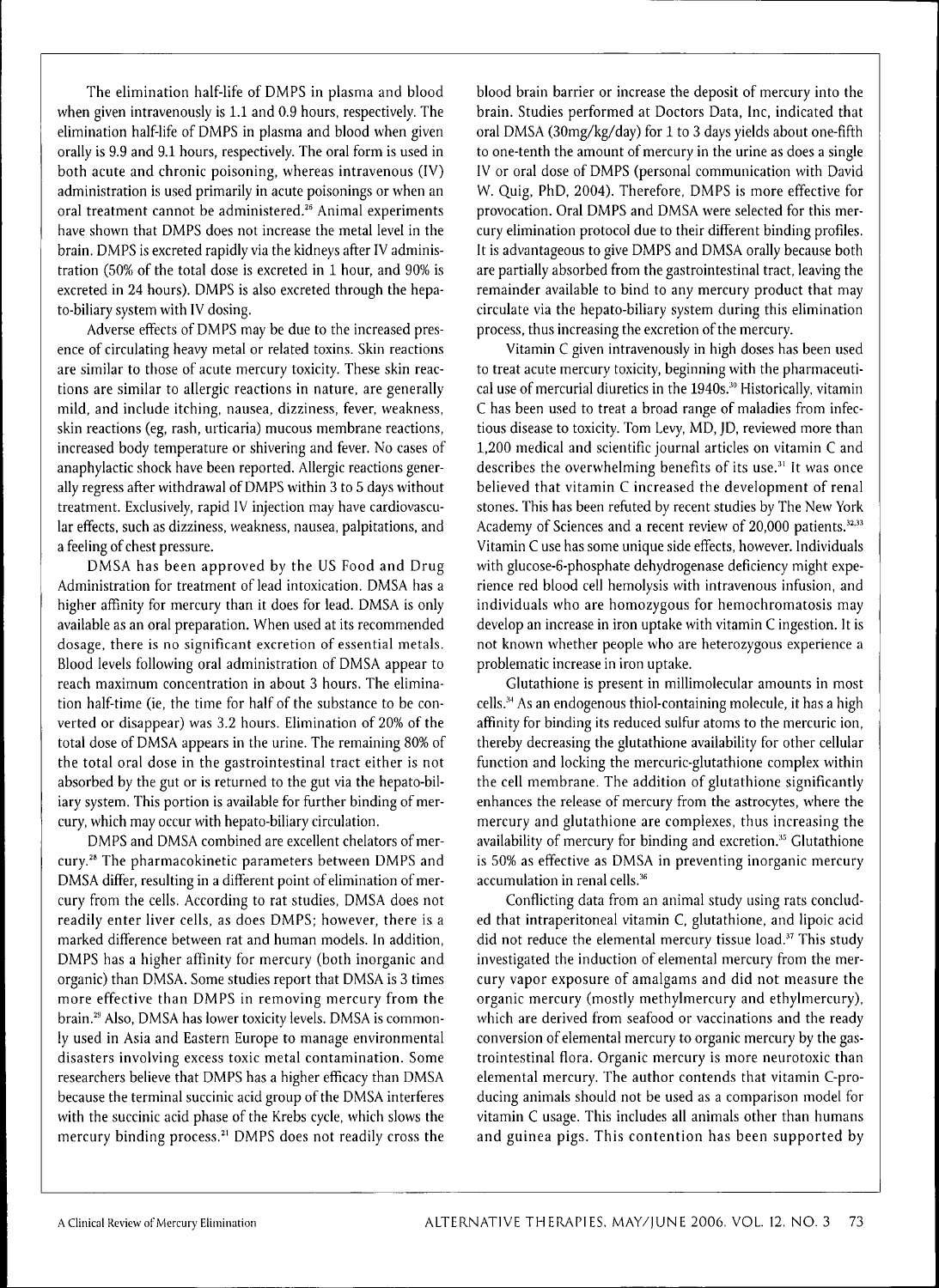The elimination half-life of DMPS in plasma and blood when given intravenously is 1.1 and 0.9 hours, respectively. The elimination half-life of DMPS in plasma and blood when given orally is 9.9 and 9.1 hours, respectively. The oral form is used in both acute and chronic poisoning, whereas intravenous (IV) administration is used primarily in acute poisonings or when an oral treatment cannot be administered.[26] Animal experiments have shown that DMPS does not increase the metal level in the brain. DMPS is excreted rapidly via the kidneys after IV administration (50% of the total dose is excreted in 1 hour, and 90% is excreted in 24 hours). DMPS is also excreted through the hepato-biliary system with IV dosing.

Adverse effects of DMPS may be due to the increased presence of circulating heavy metal or related toxins. Skin reactions are similar to those of acute mercury toxicity. These skin reactions are similar to allergic reactions in nature, are generally mild, and include itching, nausea, dizziness, fever, weakness, skin reactions (eg, rash, urticaria) mucous membrane reactions, increased body temperature or shivering and fever. No cases of anaphylactic shock have been reported. Allergic reactions generally regress after withdrawal of DMPS within 3 to 5 days without treatment. Exclusively, rapid IV injection may have cardiovascular effects, such as dizziness, weakness, nausea, palpitations, and a feeling of chest pressure.

DMSA has been approved by the US Food and Drug Administration for treatment of lead intoxication. DMSA has a higher affinity for mercury than it does for lead. DMSA is only available as an oral preparation. When used at its recommended dosage, there is no significant excretion of essential metals. Blood levels following oral administration of DMSA appear to reach maximum concentration in about 3 hours. The elimination half-time (ie, the time for half of the substance to be converted or disappear) was 3.2 hours. Elimination of 20% of the total dose of DMSA appears in the urine. The remaining 80% of the total oral dose in the gastrointestinal tract either is not absorbed by the gut or is returned to the gut via the hepato-biliary system. This portion is available for further binding of mercury, which may occur with hepato-biliary circulation.

DMPS and DMSA combined are excellent chelators of mercury.[28] The pharmacokinetic parameters between DMPS and DMSA differ, resulting in a different point of elimination of mercury from the cells. According to rat studies, DMSA does not readily enter liver cells, as does DMPS; however, there is a marked difference between rat and human models. In addition, DMPS has a higher affinity for mercury (both inorganic and organic) than DMSA. Some studies report that DMSA is 3 times more effective than DMPS in removing mercury from the brain.[29] Also, DMSA has lower toxicity levels. DMSA is commonly used in Asia and Eastern Europe to manage environmental disasters involving excess toxic metal contamination. Some researchers believe that DMPS has a higher efficacy than DMSA because the terminal succinic acid group of the DMSA interferes with the succinic acid phase of the Krebs cycle, which slows the mercury binding process.[21] DMPS does not readily cross the blood brain barrier or increase the deposit of mercury into the brain. Studies performed at Doctors Data, Inc, indicated that oral DMSA (30mg/kg/day) for 1 to 3 days yields about one-fifth to one-tenth the amount of mercury in the urine as does a single IV or oral dose of DMPS (personal communication with David W. Quig, PhD, 2004). Therefore, DMPS is more effective for provocation. Oral DMPS and DMSA were selected for this mercury elimination protocol due to their different binding profiles. It is advantageous to give DMPS and DMSA orally because both are partially absorbed from the gastrointestinal tract, leaving the remainder available to bind to any mercury product that may circulate via the hepato-biliary system during this elimination process, thus increasing the excretion of the mercury.

Vitamin C given intravenously in high doses has been used to treat acute mercury toxicity, beginning with the pharmaceutical use of mercurial diuretics in the 1940s.[30] Historically, vitamin C has been used to treat a broad range of maladies from infectious disease to toxicity. Tom Levy, MD, JD, reviewed more than 1,200 medical and scientific journal articles on vitamin C and describes the overwhelming benefits of its use.[31] It was once believed that vitamin C increased the development of renal stones. This has been refuted by recent studies by The New York Academy of Sciences and a recent review of 20,000 patients.[32,33] Vitamin C use has some unique side effects, however. Individuals with glucose-6-phosphate dehydrogenase deficiency might experience red blood cell hemolysis with intravenous infusion, and individuals who are homozygous for hemochromatosis may develop an increase in iron uptake with vitamin C ingestion. It is not known whether people who are heterozygous experience a problematic increase in iron uptake.

Glutathione is present in millimolecular amounts in most cells.[34] As an endogenous thiol-containing molecule, it has a high affinity for binding its reduced sulfur atoms to the mercuric ion, thereby decreasing the glutathione availability for other cellular function and locking the mercuric-glutathione complex within the cell membrane. The addition of glutathione significantly enhances the release of mercury from the astrocytes, where the mercury and glutathione are complexes, thus increasing the availability of mercury for binding and excretion.[35] Glutathione is 50% as effective as DMSA in preventing inorganic mercury accumulation in renal cells.[36]

Conflicting data from an animal study using rats concluded that intraperitoneal vitamin C, glutathione, and lipoic acid did not reduce the elemental mercury tissue load.[37] This study investigated the induction of elemental mercury from the mercury vapor exposure of amalgams and did not measure the organic mercury (mostly methylmercury and ethylmercury), which are derived from seafood or vaccinations and the ready conversion of elemental mercury to organic mercury by the gastrointestinal flora. Organic mercury is more neurotoxic than elemental mercury. The author contends that vitamin C-producing animals should not be used as a comparison model for vitamin C usage. This includes all animals other than humans and guinea pigs. This contention has been supported by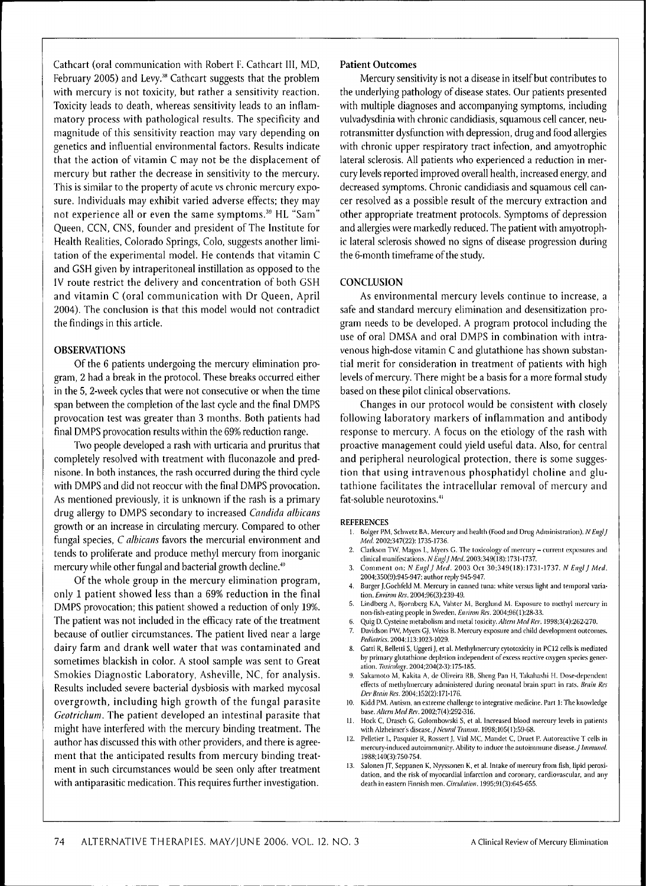Cathcart (oral communication with Robert F. Cathcart III, MD, February 2005) and Levy.[38] Cathcart suggests that the problem with mercury is not toxicity, but rather a sensitivity reaction. Toxicity leads to death, whereas sensitivity leads to an inflammatory process with pathological results. The specificity and magnitude of this sensitivity reaction may vary depending on genetics and influential environmental factors. Results indicate that the action of vitamin C may not be the displacement of mercury but rather the decrease in sensitivity to the mercury. This is similar to the property of acute vs chronic mercury exposure. Individuals may exhibit varied adverse effects; they may not experience all or even the same symptoms.[39] HL "Sam" Queen, CCN, CNS, founder and president of The Institute for Health Realities, Colorado Springs, Colo, suggests another limitation of the experimental model. He contends that vitamin C and GSH given by intraperitoneal instillation as opposed to the IV route restrict the delivery and concentration of both GSH and vitamin C (oral communication with Dr Queen, April 2004). The conclusion is that this model would not contradict the findings in this article.

## OBSERVATIONS

Of the 6 patients undergoing the mercury elimination program, 2 had a break in the protocol. These breaks occurred either in the 5, 2-week cycles that were not consecutive or when the time span between the completion of the last cycle and the final DMPS provocation test was greater than 3 months. Both patients had final DMPS provocation results within the 69% reduction range.

Two people developed a rash with urticaria and pruritus that completely resolved with treatment with fluconazole and prednisone. In both instances, the rash occurred during the third cycle with DMPS and did not reoccur with the final DMPS provocation. As mentioned previously, it is unknown if the rash is a primary drug allergy to DMPS secondary to increased *Candida albicans* growth or an increase in circulating mercury. Compared to other fungal species, *C albicans* favors the mercurial environment and tends to proliferate and produce methyl mercury from inorganic mercury while other fungal and bacterial growth decline.[40]

Of the whole group in the mercury elimination program, only 1 patient showed less than a 69% reduction in the final DMPS provocation; this patient showed a reduction of only 19%. The patient was not included in the efficacy rate of the treatment because of outlier circumstances. The patient lived near a large dairy farm and drank well water that was contaminated and sometimes blackish in color. A stool sample was sent to Great Smokies Diagnostic Laboratory, Asheville, NC, for analysis. Results included severe bacterial dysbiosis with marked mycosal overgrowth, including high growth of the fungal parasite *Geotrichum*. The patient developed an intestinal parasite that might have interfered with the mercury binding treatment. The author has discussed this with other providers, and there is agreement that the anticipated results from mercury binding treatment in such circumstances would be seen only after treatment with antiparasitic medication. This requires further investigation.

### Patient Outcomes

Mercury sensitivity is not a disease in itself but contributes to the underlying pathology of disease states. Our patients presented with multiple diagnoses and accompanying symptoms, including vulvadysdinia with chronic candidiasis, squamous cell cancer, neurotransmitter dysfunction with depression, drug and food allergies with chronic upper respiratory tract infection, and amyotrophic lateral sclerosis. All patients who experienced a reduction in mercury levels reported improved overall health, increased energy, and decreased symptoms. Chronic candidiasis and squamous cell cancer resolved as a possible result of the mercury extraction and other appropriate treatment protocols. Symptoms of depression and allergies were markedly reduced. The patient with amyotrophic lateral sclerosis showed no signs of disease progression during the 6-month timeframe of the study.

## CONCLUSION

As environmental mercury levels continue to increase, a safe and standard mercury elimination and desensitization program needs to be developed. A program protocol including the use of oral DMSA and oral DMPS in combination with intravenous high-dose vitamin C and glutathione has shown substantial merit for consideration in treatment of patients with high levels of mercury. There might be a basis for a more formal study based on these pilot clinical observations.

Changes in our protocol would be consistent with closely following laboratory markers of inflammation and antibody response to mercury. A focus on the etiology of the rash with proactive management could yield useful data. Also, for central and peripheral neurological protection, there is some suggestion that using intravenous phosphatidyl choline and glutathione facilitates the intracellular removal of mercury and fat-soluble neurotoxins.[41]

## REFERENCES

1. Bolger PM, Schwetz BA. Mercury and health (Food and Drug Administration). *N Engl J Med*. 2002;347(22):1735-1736.
2. Clarkson TW, Magos L, Myers G. The toxicology of mercury – current exposures and clinical manifestations. *N Engl J Med*. 2003;349(18):1731-1737.
3. Comment on: *N Engl J Med*. 2003 Oct 30;349(18):1731-1737. *N Engl J Med*. 2004;350(9):945-947; author reply 945-947.
4. Burger J,Gochfeld M. Mercury in canned tuna: white versus light and temporal variation. *Environ Res*. 2004;96(3):239-49.
5. Lindberg A, Bjornberg KA, Vahter M, Berglund M. Exposure to methyl mercury in non-fish-eating people in Sweden. *Environ Res*. 2004;96(1):28-33.
6. Quig D. Cysteine metabolism and metal toxicity. *Altern Med Rev*. 1998;3(4):262-270.
7. Davidson PW, Myers GJ, Weiss B. Mercury exposure and child development outcomes. *Pediatrics*. 2004;113:1023-1029.
8. Gatti R, Belletti S, Uggeri J, et al. Methylmercury cytotoxicity in PC12 cells is mediated by primary glutathione depletion independent of excess reactive oxygen species generation. *Toxicology*. 2004;204(2-3):175-185.
9. Sakamoto M, Kakita A, de Oliveira RB, Sheng Pan H, Takahashi H. Dose-dependent effects of methylmercury administered during neonatal brain spurt in rats. *Brain Res Dev Brain Res*. 2004;152(2):171-176.
10. Kidd PM. Autism, an extreme challenge to integrative medicine. Part 1: The knowledge base. *Altern Med Rev*. 2002;7(4):292-316.
11. Hock C, Drasch G, Golombowski S, et al. Increased blood mercury levels in patients with Alzheimer's disease. *J Neural Transm*. 1998;105(1):59-68.
12. Pelletier L, Pasquier R, Rossert J, Vial MC, Mandet C, Druet P. Autoreactive T cells in mercury-induced autoimmunity. Ability to induce the autoimmune disease. *J Immunol*. 1988;140(3):750-754.
13. Salonen JT, Seppanen K, Nyyssonen K, et al. Intake of mercury from fish, lipid peroxidation, and the risk of myocardial infarction and coronary, cardiovascular, and any death in eastern Finnish men. *Circulation*. 1995;91(3):645-655.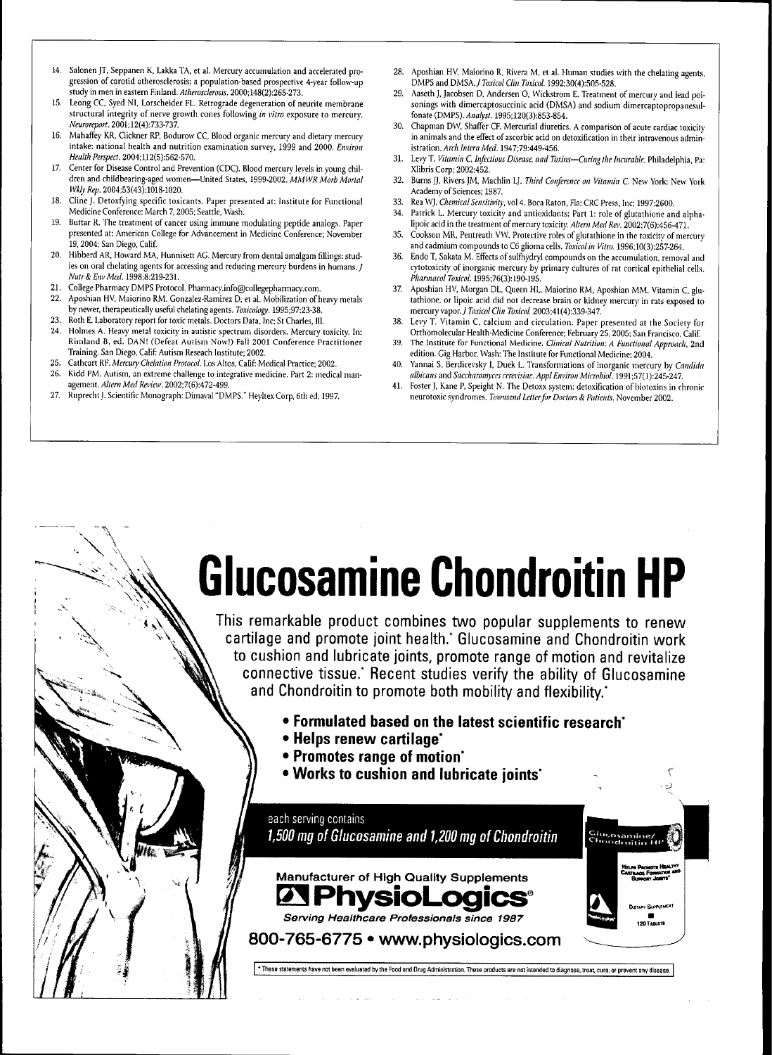14. Salonen JT, Seppanen K, Lakka TA, et al. Mercury accumulation and accelerated progression of carotid atherosclerosis: a population-based prospective 4-year follow-up study in men in eastern Finland. *Atherosclerosis.* 2000;148(2):265-273.
15. Leong CC, Syed NI, Lorscheider FL. Retrograde degeneration of neurite membrane structural integrity of nerve growth cones following *in vitro* exposure to mercury. *Neuroreport.* 2001;12(4):733-737.
16. Mahaffey KR, Clickner RP, Bodurow CC. Blood organic mercury and dietary mercury intake: national health and nutrition examination survey, 1999 and 2000. *Environ Health Perspect.* 2004;112(5):562-570.
17. Center for Disease Control and Prevention (CDC). Blood mercury levels in young children and childbearing-aged women—United States, 1999-2002. *MMWR Morb Mortal Wkly Rep.* 2004;53(43):1018-1020.
18. Cline J. Detoxfying specific toxicants. Paper presented at: Institute for Functional Medicine Conference; March 7, 2005; Seattle, Wash.
19. Buttar R. The treatment of cancer using immune modulating peptide analogs. Paper presented at: American College for Advancement in Medicine Conference; November 19, 2004; San Diego, Calif.
20. Hibberd AR, Howard MA, Hunnisett AG. Mercury from dental amalgam fillings: studies on oral chelating agents for accessing and reducing mercury burdens in humans. *J Nutr & Env Med.* 1998;8:219-231.
21. College Pharmacy DMPS Protocol. Pharmacy.info@collegepharmacy.com.
22. Aposhian HV, Maiorino RM, Gonzalez-Ramirez D, et al. Mobilization of heavy metals by newer, therapeutically useful chelating agents. *Toxicology.* 1995;97:23-38.
23. Roth E. Laboratory report for toxic metals. Doctors Data, Inc; St Charles, Ill.
24. Holmes A. Heavy metal toxicity in autistic spectrum disorders. Mercury toxicity. In: Rimland B, ed. DAN! (Defeat Autism Now!) Fall 2001 Conference Practitioner Training. San Diego, Calif: Autism Reseach Institute; 2002.
25. Cathcart RF. *Mercury Chelation Protocol.* Los Altos, Calif: Medical Practice; 2002.
26. Kidd PM. Autism, an extreme challenge to integrative medicine. Part 2: medical management. *Altern Med Review.* 2002;7(6):472-499.
27. Ruprecht J. Scientific Monograph: Dimaval "DMPS." Heyltex Corp, 6th ed, 1997.
28. Aposhian HV, Maiorino R, Rivera M, et al. Human studies with the chelating agents, DMPS and DMSA. *J Toxicol Clin Toxicol.* 1992;30(4):505-528.
29. Aaseth J, Jacobsen D, Andersen O, Wickstrom E. Treatment of mercury and lead poisonings with dimercaptosuccinic acid (DMSA) and sodium dimercaptopropanesulfonate (DMPS). *Analyst.* 1995;120(3):853-854.
30. Chapman DW, Shaffer CF. Mercurial diuretics. A comparison of acute cardiac toxicity in animals and the effect of ascorbic acid on detoxification in their intravenous administration. *Arch Intern Med.* 1947;79:449-456.
31. Levy T. *Vitamin C, Infectious Disease, and Toxins—Curing the Incurable.* Philadelphia, Pa: Xlibris Corp; 2002:452.
32. Burns JJ, Rivers JM, Machlin LJ. *Third Conference on Vitamin C.* New York: New York Academy of Sciences; 1987.
33. Rea WJ. *Chemical Sensitivity,* vol 4. Boca Raton, Fla: CRC Press, Inc; 1997:2600.
34. Patrick L. Mercury toxicity and antioxidants: Part 1: role of glutathione and alpha-lipoic acid in the treatment of mercury toxicity. *Altern Med Rev.* 2002;7(6):456-471.
35. Cookson MR, Pentreath VW. Protective roles of glutathione in the toxicity of mercury and cadmium compounds to C6 glioma cells. *Toxicol in Vitro.* 1996;10(3):257-264.
36. Endo T, Sakata M. Effects of sulfhydryl compounds on the accumulation, removal and cytotoxicity of inorganic mercury by primary cultures of rat cortical epithelial cells. *Pharmacol Toxicol.* 1995;76(3):190-195.
37. Aposhian HV, Morgan DL, Queen HL, Maiorino RM, Aposhian MM. Vitamin C, glutathione, or lipoic acid did not decrease brain or kidney mercury in rats exposed to mercury vapor. *J Toxicol Clin Toxicol.* 2003;41(4):339-347.
38. Levy T. Vitamin C, calcium and circulation. Paper presented at the Society for Orthomolecular Health-Medicine Conference; February 25, 2005; San Francisco, Calif.
39. The Institute for Functional Medicine. *Clinical Nutrition: A Functional Approach,* 2nd edition. Gig Harbor, Wash: The Institute for Functional Medicine; 2004.
40. Yannai S, Berdicevsky I, Duek L. Transformations of inorganic mercury by *Candida albicans* and *Saccharomyces cerevisiae. Appl Environ Microbiol.* 1991;57(1):245-247.
41. Foster J, Kane P, Speight N. The Detoxx system: detoxification of biotoxins in chronic neurotoxic syndromes. *Townsend Letter for Doctors & Patients.* November 2002.

# Glucosamine Chondroitin HP

This remarkable product combines two popular supplements to renew cartilage and promote joint health.* Glucosamine and Chondroitin work to cushion and lubricate joints, promote range of motion and revitalize connective tissue.* Recent studies verify the ability of Glucosamine and Chondroitin to promote both mobility and flexibility.*

- **Formulated based on the latest scientific research***
- **Helps renew cartilage***
- **Promotes range of motion***
- **Works to cushion and lubricate joints***

each serving contains
***1,500 mg of Glucosamine and 1,200 mg of Chondroitin***

**Manufacturer of High Quality Supplements**
**PhysioLogics®**
*Serving Healthcare Professionals since 1987*

**800-765-6775 • www.physiologics.com**

* These statements have not been evaluated by the Food and Drug Administration. These products are not intended to diagnose, treat, cure, or prevent any disease.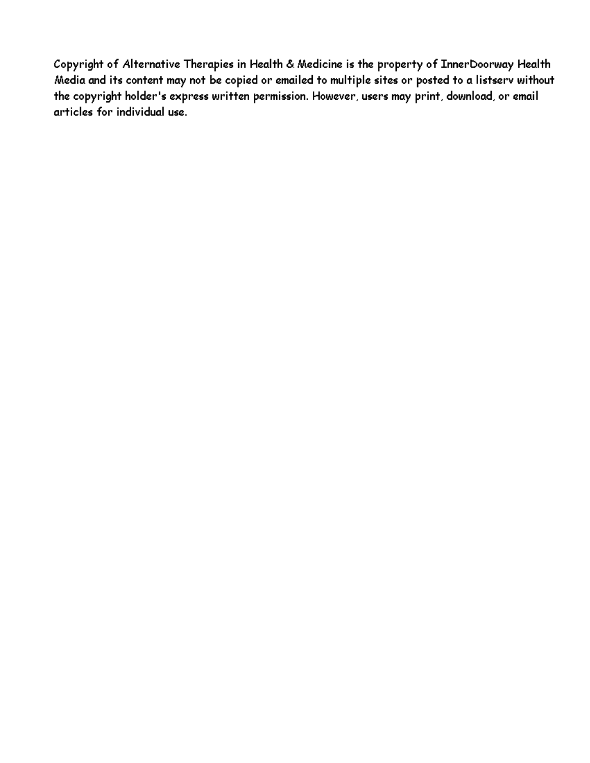Copyright of Alternative Therapies in Health & Medicine is the property of InnerDoorway Health Media and its content may not be copied or emailed to multiple sites or posted to a listserv without the copyright holder's express written permission. However, users may print, download, or email articles for individual use.